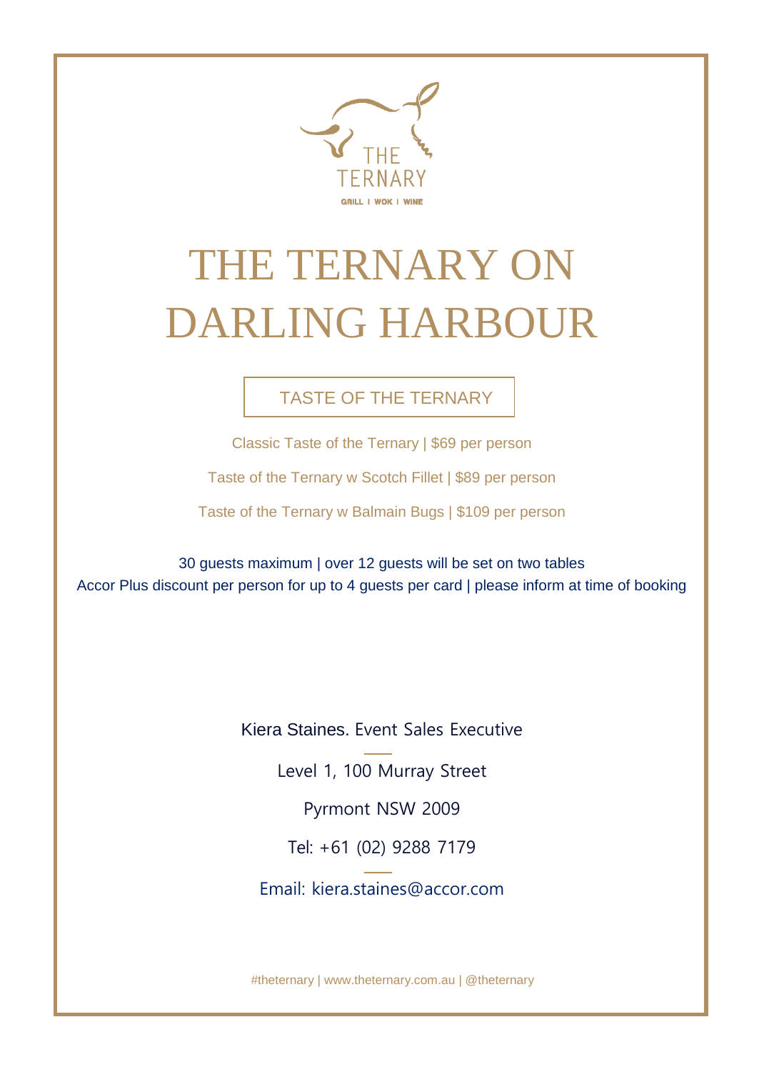THE TERNARY

GRILL | WOK | WINE

# THE TERNARY ON DARLING HARBOUR

## TASTE OF THE TERNARY

Classic Taste of the Ternary | $69 per person

Taste of the Ternary w Scotch Fillet | $89 per person

Taste of the Ternary w Balmain Bugs | $109 per person

30 guests maximum | over 12 guests will be set on two tables

Accor Plus discount per person for up to 4 guests per card | please inform at time of booking

Kiera Staines. Event Sales Executive

Level 1, 100 Murray Street

Pyrmont NSW 2009

Tel: +61 (02) 9288 7179

Email: kiera.staines@accor.com

#theternary | www.theternary.com.au | @theternary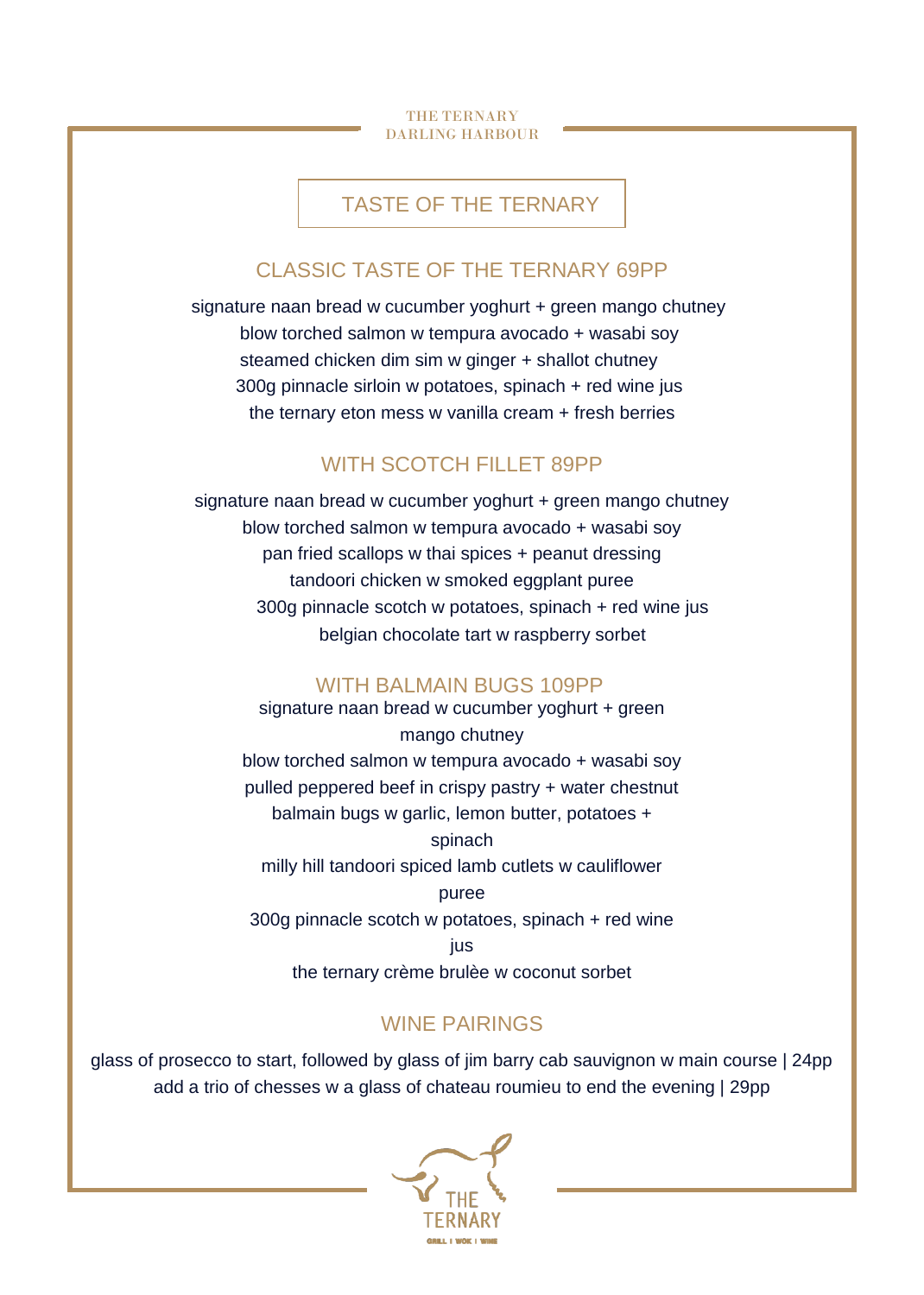THE TERNARY
DARLING HARBOUR

# TASTE OF THE TERNARY

## CLASSIC TASTE OF THE TERNARY 69PP

signature naan bread w cucumber yoghurt + green mango chutney
blow torched salmon w tempura avocado + wasabi soy
steamed chicken dim sim w ginger + shallot chutney
300g pinnacle sirloin w potatoes, spinach + red wine jus
the ternary eton mess w vanilla cream + fresh berries

## WITH SCOTCH FILLET 89PP

signature naan bread w cucumber yoghurt + green mango chutney
blow torched salmon w tempura avocado + wasabi soy
pan fried scallops w thai spices + peanut dressing
tandoori chicken w smoked eggplant puree
300g pinnacle scotch w potatoes, spinach + red wine jus
belgian chocolate tart w raspberry sorbet

## WITH BALMAIN BUGS 109PP

signature naan bread w cucumber yoghurt + green mango chutney
blow torched salmon w tempura avocado + wasabi soy
pulled peppered beef in crispy pastry + water chestnut
balmain bugs w garlic, lemon butter, potatoes + spinach
milly hill tandoori spiced lamb cutlets w cauliflower puree
300g pinnacle scotch w potatoes, spinach + red wine jus
the ternary crème brulèe w coconut sorbet

## WINE PAIRINGS

glass of prosecco to start, followed by glass of jim barry cab sauvignon w main course | 24pp
add a trio of chesses w a glass of chateau roumieu to end the evening | 29pp

THE TERNARY
GRILL | WOK | WINE